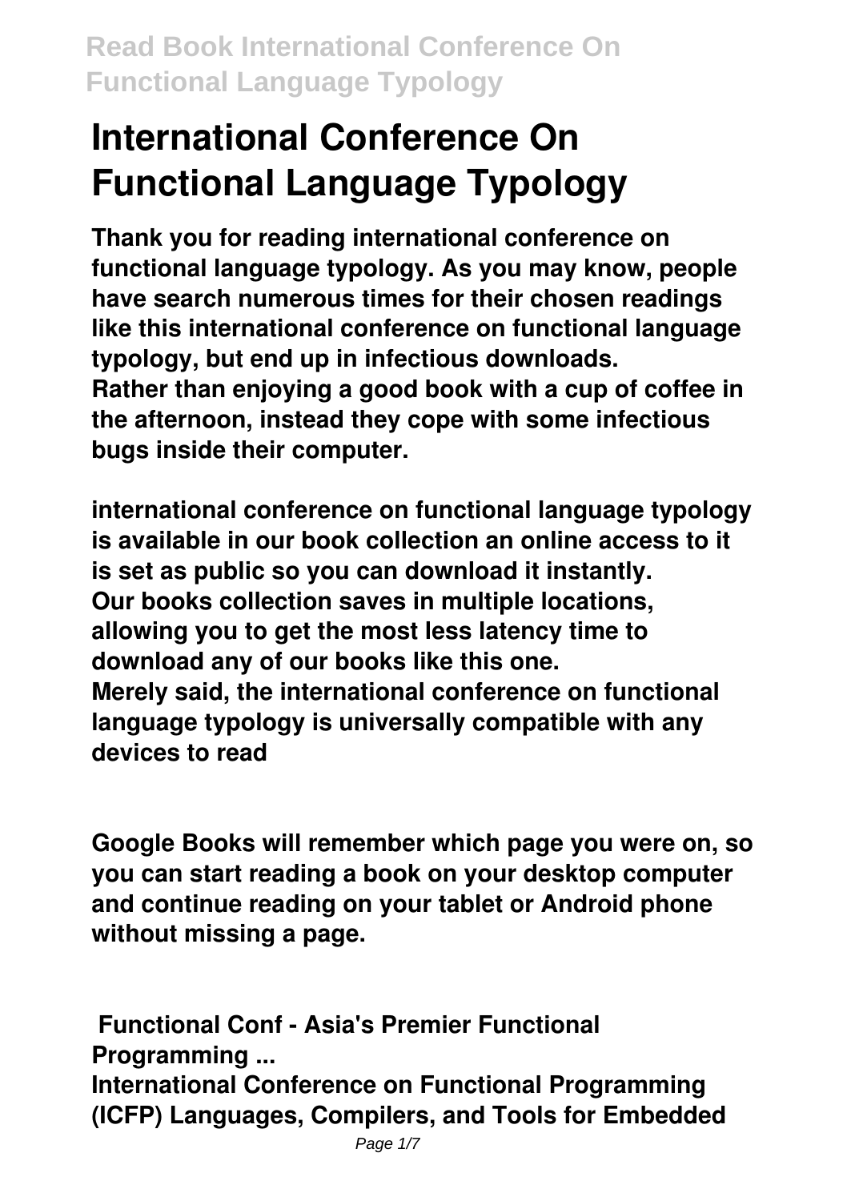# International Conference On Functional Language Typology

**Thank you for reading international conference on functional language typology. As you may know, people have search numerous times for their chosen readings like this international conference on functional language typology, but end up in infectious downloads. Rather than enjoying a good book with a cup of coffee in the afternoon, instead they cope with some infectious bugs inside their computer.**

**international conference on functional language typology is available in our book collection an online access to it is set as public so you can download it instantly. Our books collection saves in multiple locations, allowing you to get the most less latency time to download any of our books like this one. Merely said, the international conference on functional language typology is universally compatible with any devices to read**

**Google Books will remember which page you were on, so you can start reading a book on your desktop computer and continue reading on your tablet or Android phone without missing a page.**

**Functional Conf - Asia's Premier Functional Programming ...**

**International Conference on Functional Programming (ICFP) Languages, Compilers, and Tools for Embedded**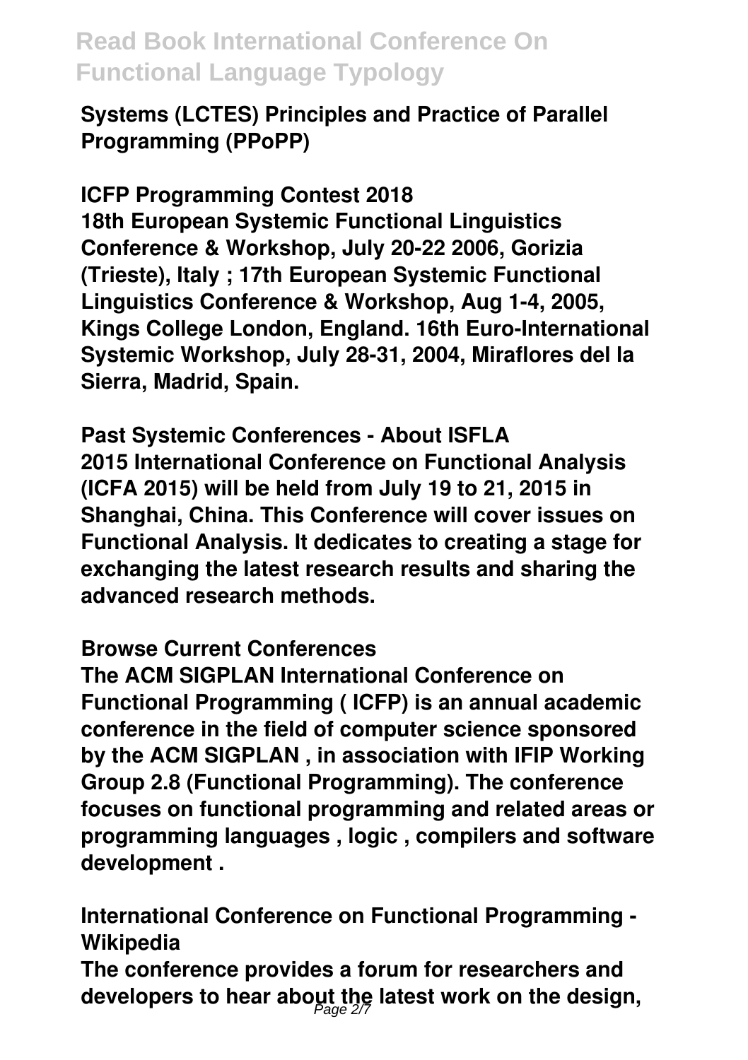**Systems (LCTES) Principles and Practice of Parallel Programming (PPoPP)**

**ICFP Programming Contest 2018**

**18th European Systemic Functional Linguistics Conference & Workshop, July 20-22 2006, Gorizia (Trieste), Italy ; 17th European Systemic Functional Linguistics Conference & Workshop, Aug 1-4, 2005, Kings College London, England. 16th Euro-International Systemic Workshop, July 28-31, 2004, Miraflores del la Sierra, Madrid, Spain.**

**Past Systemic Conferences - About ISFLA**

**2015 International Conference on Functional Analysis (ICFA 2015) will be held from July 19 to 21, 2015 in Shanghai, China. This Conference will cover issues on Functional Analysis. It dedicates to creating a stage for exchanging the latest research results and sharing the advanced research methods.**

**Browse Current Conferences**

**The ACM SIGPLAN International Conference on Functional Programming ( ICFP) is an annual academic conference in the field of computer science sponsored by the ACM SIGPLAN , in association with IFIP Working Group 2.8 (Functional Programming). The conference focuses on functional programming and related areas or programming languages , logic , compilers and software development .**

**International Conference on Functional Programming - Wikipedia**

**The conference provides a forum for researchers and developers to hear about the latest work on the design,**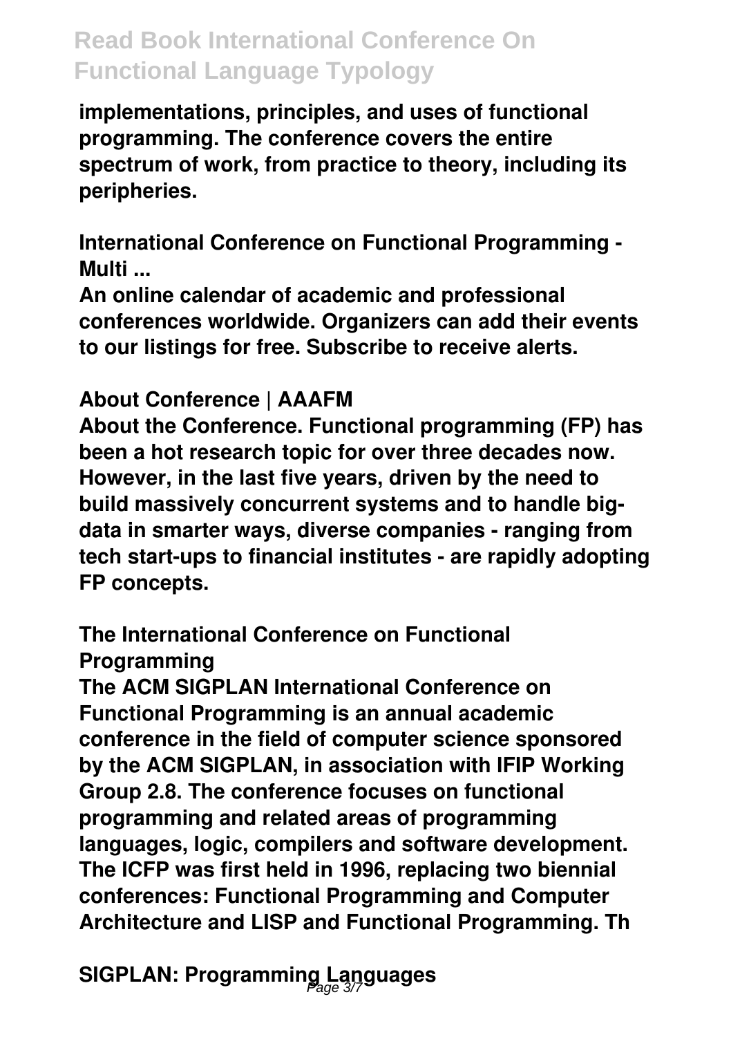implementations, principles, and uses of functional programming. The conference covers the entire spectrum of work, from practice to theory, including its peripheries.

**International Conference on Functional Programming - Multi ...**

An online calendar of academic and professional conferences worldwide. Organizers can add their events to our listings for free. Subscribe to receive alerts.

**About Conference | AAAFM**

About the Conference. Functional programming (FP) has been a hot research topic for over three decades now. However, in the last five years, driven by the need to build massively concurrent systems and to handle big-data in smarter ways, diverse companies - ranging from tech start-ups to financial institutes - are rapidly adopting FP concepts.

**The International Conference on Functional Programming**

The ACM SIGPLAN International Conference on Functional Programming is an annual academic conference in the field of computer science sponsored by the ACM SIGPLAN, in association with IFIP Working Group 2.8. The conference focuses on functional programming and related areas of programming languages, logic, compilers and software development. The ICFP was first held in 1996, replacing two biennial conferences: Functional Programming and Computer Architecture and LISP and Functional Programming. Th

**SIGPLAN: Programming Languages**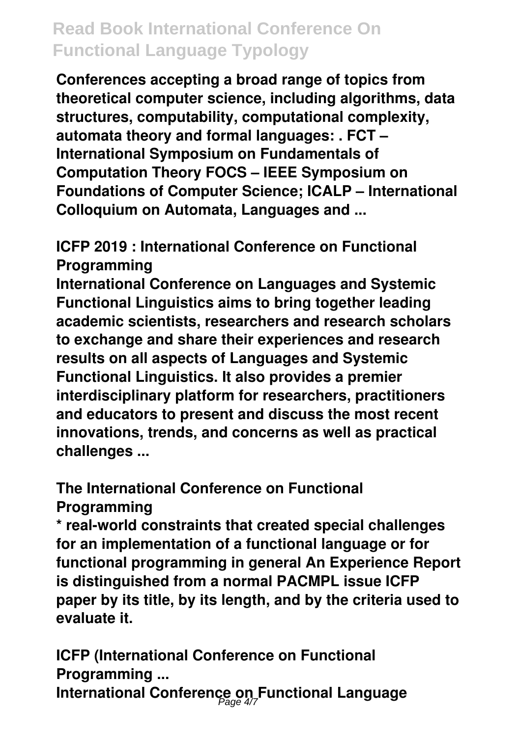**Conferences accepting a broad range of topics from theoretical computer science, including algorithms, data structures, computability, computational complexity, automata theory and formal languages: . FCT – International Symposium on Fundamentals of Computation Theory FOCS – IEEE Symposium on Foundations of Computer Science; ICALP – International Colloquium on Automata, Languages and ...**

## ICFP 2019 : International Conference on Functional Programming

**International Conference on Languages and Systemic Functional Linguistics aims to bring together leading academic scientists, researchers and research scholars to exchange and share their experiences and research results on all aspects of Languages and Systemic Functional Linguistics. It also provides a premier interdisciplinary platform for researchers, practitioners and educators to present and discuss the most recent innovations, trends, and concerns as well as practical challenges ...**

## The International Conference on Functional Programming

**\* real-world constraints that created special challenges for an implementation of a functional language or for functional programming in general An Experience Report is distinguished from a normal PACMPL issue ICFP paper by its title, by its length, and by the criteria used to evaluate it.**

## ICFP (International Conference on Functional Programming ...

## International Conference on Functional Language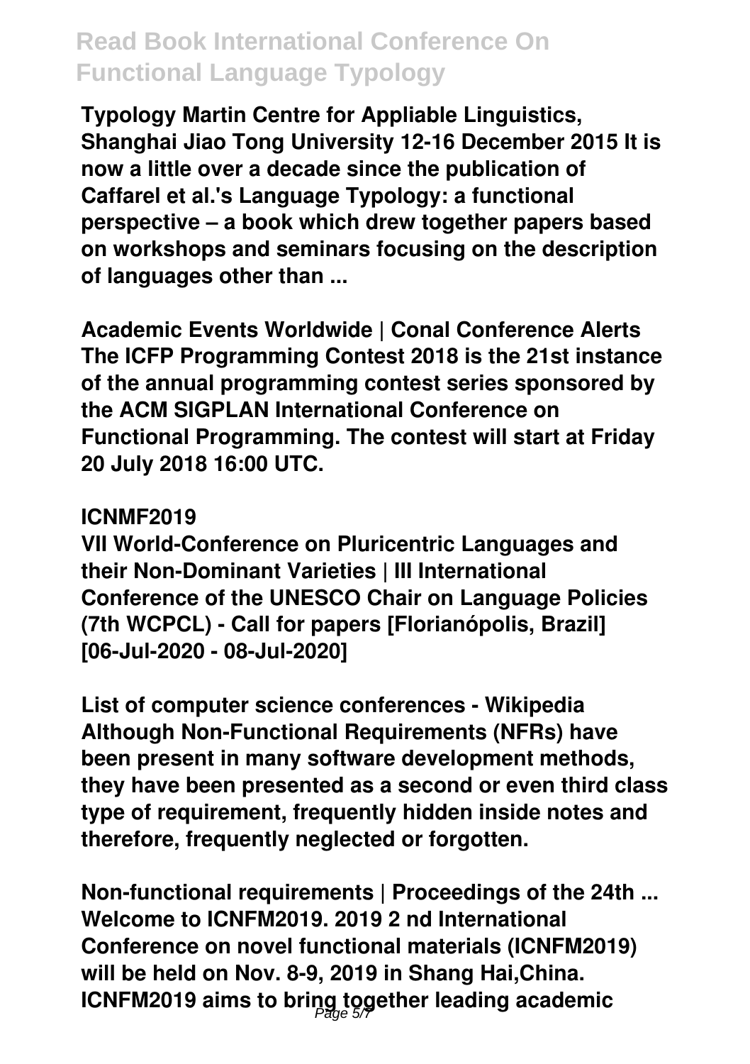Typology Martin Centre for Appliable Linguistics, Shanghai Jiao Tong University 12-16 December 2015 It is now a little over a decade since the publication of Caffarel et al.'s Language Typology: a functional perspective – a book which drew together papers based on workshops and seminars focusing on the description of languages other than ...

**Academic Events Worldwide | Conal Conference Alerts**

The ICFP Programming Contest 2018 is the 21st instance of the annual programming contest series sponsored by the ACM SIGPLAN International Conference on Functional Programming. The contest will start at Friday 20 July 2018 16:00 UTC.

**ICNMF2019**

VII World-Conference on Pluricentric Languages and their Non-Dominant Varieties | III International Conference of the UNESCO Chair on Language Policies (7th WCPCL) - Call for papers [Florianópolis, Brazil] [06-Jul-2020 - 08-Jul-2020]

**List of computer science conferences - Wikipedia**

Although Non-Functional Requirements (NFRs) have been present in many software development methods, they have been presented as a second or even third class type of requirement, frequently hidden inside notes and therefore, frequently neglected or forgotten.

**Non-functional requirements | Proceedings of the 24th ...**

Welcome to ICNFM2019. 2019 2 nd International Conference on novel functional materials (ICNFM2019) will be held on Nov. 8-9, 2019 in Shang Hai,China. ICNFM2019 aims to bring together leading academic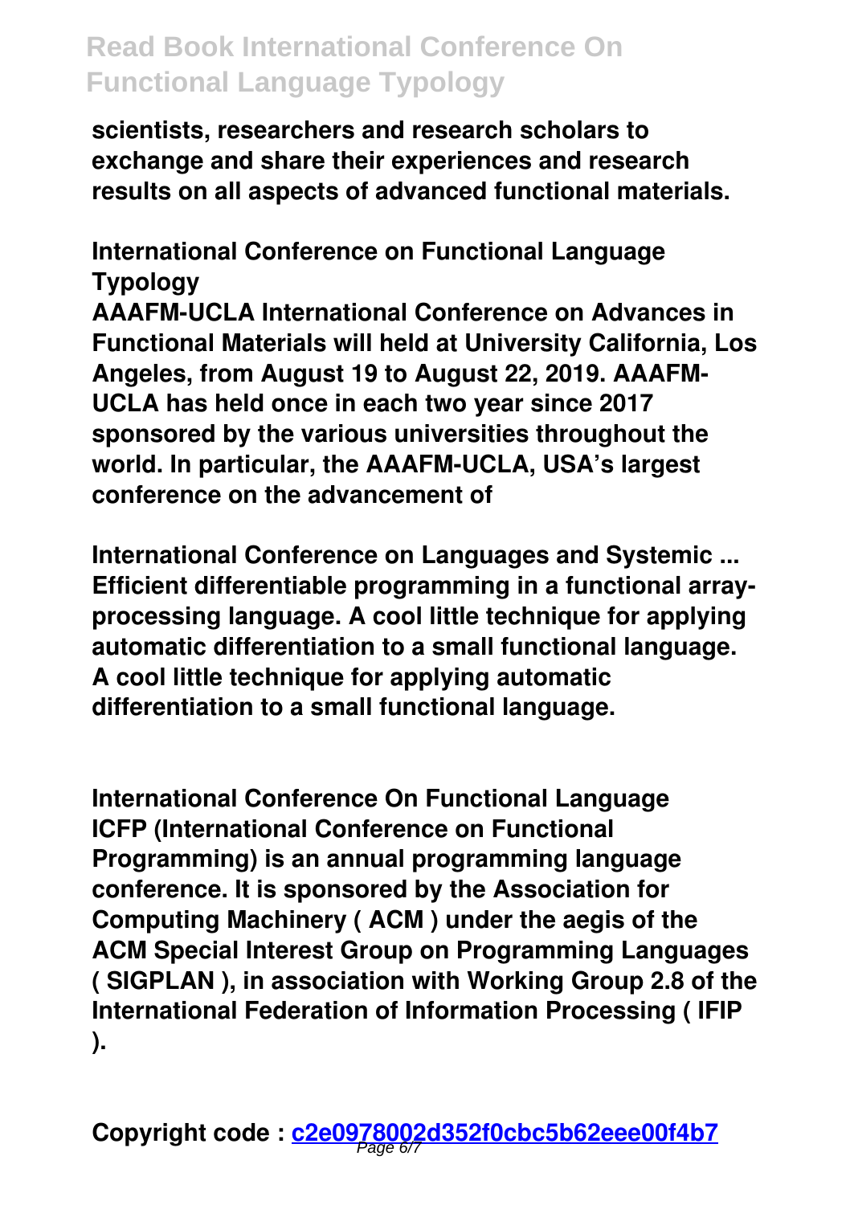scientists, researchers and research scholars to exchange and share their experiences and research results on all aspects of advanced functional materials.

**International Conference on Functional Language Typology**

AAAFM-UCLA International Conference on Advances in Functional Materials will held at University California, Los Angeles, from August 19 to August 22, 2019. AAAFM-UCLA has held once in each two year since 2017 sponsored by the various universities throughout the world. In particular, the AAAFM-UCLA, USA's largest conference on the advancement of

**International Conference on Languages and Systemic ...**

Efficient differentiable programming in a functional array-processing language. A cool little technique for applying automatic differentiation to a small functional language. A cool little technique for applying automatic differentiation to a small functional language.

**International Conference On Functional Language**

ICFP (International Conference on Functional Programming) is an annual programming language conference. It is sponsored by the Association for Computing Machinery ( ACM ) under the aegis of the ACM Special Interest Group on Programming Languages ( SIGPLAN ), in association with Working Group 2.8 of the International Federation of Information Processing ( IFIP ).

Copyright code : c2e0978002d352f0cbc5b62eee00f4b7